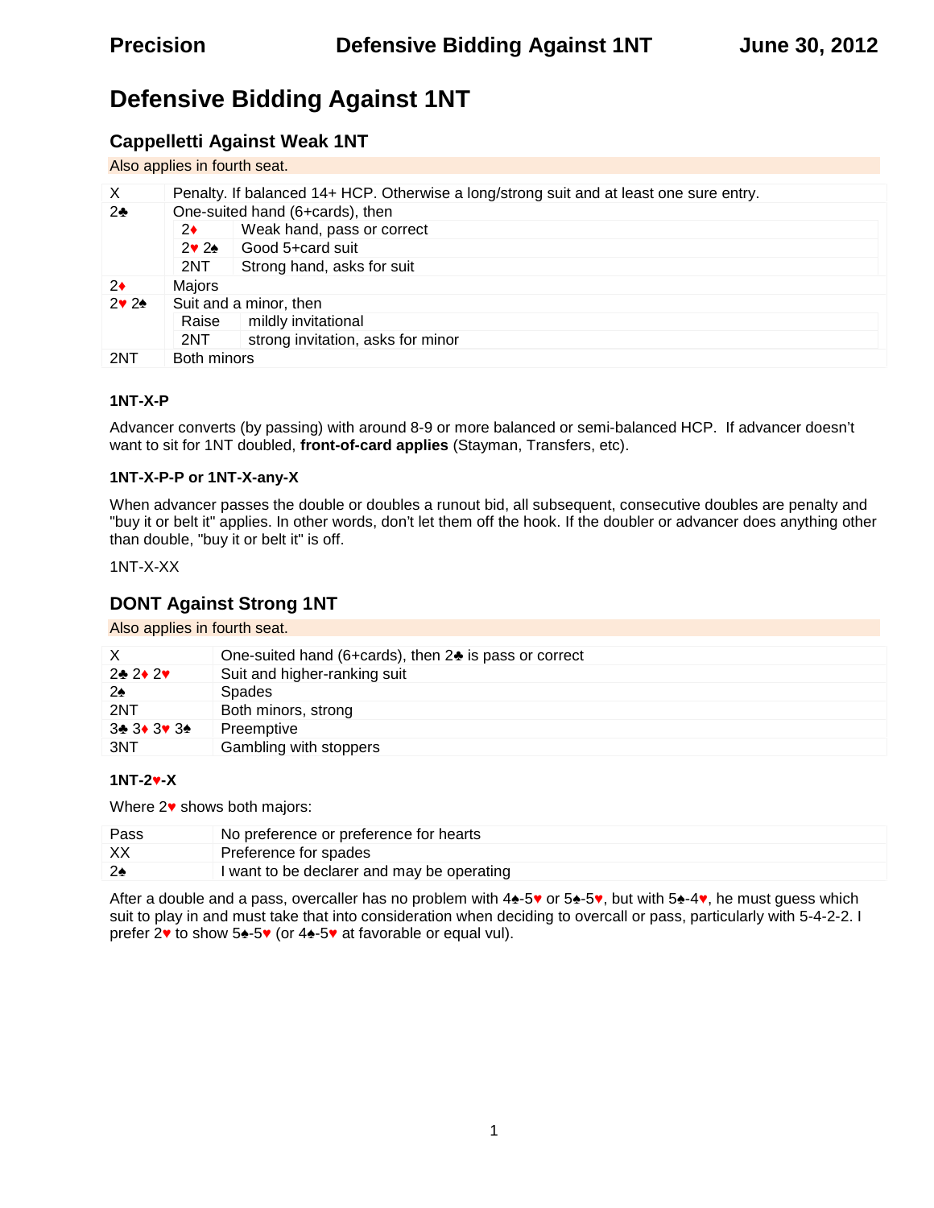# Defensive Bidding Against 1NT

## Cappelletti Against Weak 1NT

Also applies in fourth seat.

| | | |
|---|---|---|
| X | Penalty. If balanced 14+ HCP. Otherwise a long/strong suit and at least one sure entry. | |
| 2♣ | One-suited hand (6+cards), then | |
| | 2♦ | Weak hand, pass or correct |
| | 2♥ 2♠ | Good 5+card suit |
| | 2NT | Strong hand, asks for suit |
| 2♦ | Majors | |
| 2♥ 2♠ | Suit and a minor, then | |
| | Raise | mildly invitational |
| | 2NT | strong invitation, asks for minor |
| 2NT | Both minors | |

**1NT-X-P**

Advancer converts (by passing) with around 8-9 or more balanced or semi-balanced HCP. If advancer doesn't want to sit for 1NT doubled, **front-of-card applies** (Stayman, Transfers, etc).

**1NT-X-P-P or 1NT-X-any-X**

When advancer passes the double or doubles a runout bid, all subsequent, consecutive doubles are penalty and "buy it or belt it" applies. In other words, don't let them off the hook. If the doubler or advancer does anything other than double, "buy it or belt it" is off.

1NT-X-XX

## DONT Against Strong 1NT

Also applies in fourth seat.

| | |
|---|---|
| X | One-suited hand (6+cards), then 2♣ is pass or correct |
| 2♣ 2♦ 2♥ | Suit and higher-ranking suit |
| 2♠ | Spades |
| 2NT | Both minors, strong |
| 3♣ 3♦ 3♥ 3♠ | Preemptive |
| 3NT | Gambling with stoppers |

**1NT-2♥-X**

Where 2♥ shows both majors:

| | |
|---|---|
| Pass | No preference or preference for hearts |
| XX | Preference for spades |
| 2♠ | I want to be declarer and may be operating |

After a double and a pass, overcaller has no problem with 4♠-5♥ or 5♠-5♥, but with 5♠-4♥, he must guess which suit to play in and must take that into consideration when deciding to overcall or pass, particularly with 5-4-2-2. I prefer 2♥ to show 5♠-5♥ (or 4♠-5♥ at favorable or equal vul).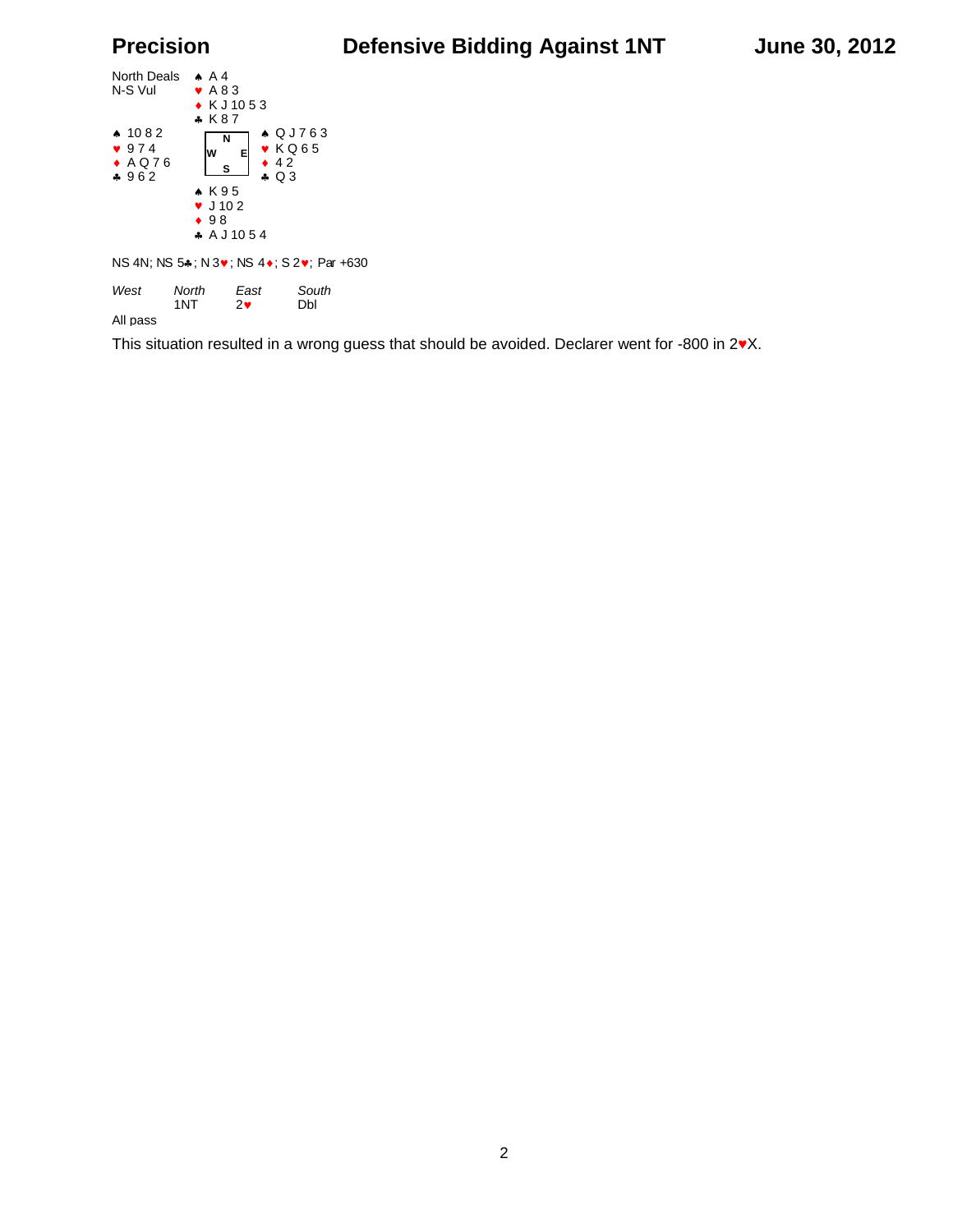# Precision — Defensive Bidding Against 1NT — June 30, 2012

North Deals
N-S Vul

| | | |
|---|---|---|
| | **North**<br>♠ A 4<br>♥ A 8 3<br>♦ K J 10 5 3<br>♣ K 8 7 | |
| **West**<br>♠ 10 8 2<br>♥ 9 7 4<br>♦ A Q 7 6<br>♣ 9 6 2 | | **East**<br>♠ Q J 7 6 3<br>♥ K Q 6 5<br>♦ 4 2<br>♣ Q 3 |
| | **South**<br>♠ K 9 5<br>♥ J 10 2<br>♦ 9 8<br>♣ A J 10 5 4 | |

NS 4N; NS 5♣; N 3♥; NS 4♦; S 2♥; Par +630

| *West* | *North* | *East* | *South* |
|---|---|---|---|
| | 1NT | 2♥ | Dbl |
| All pass | | | |

This situation resulted in a wrong guess that should be avoided. Declarer went for -800 in 2♥X.